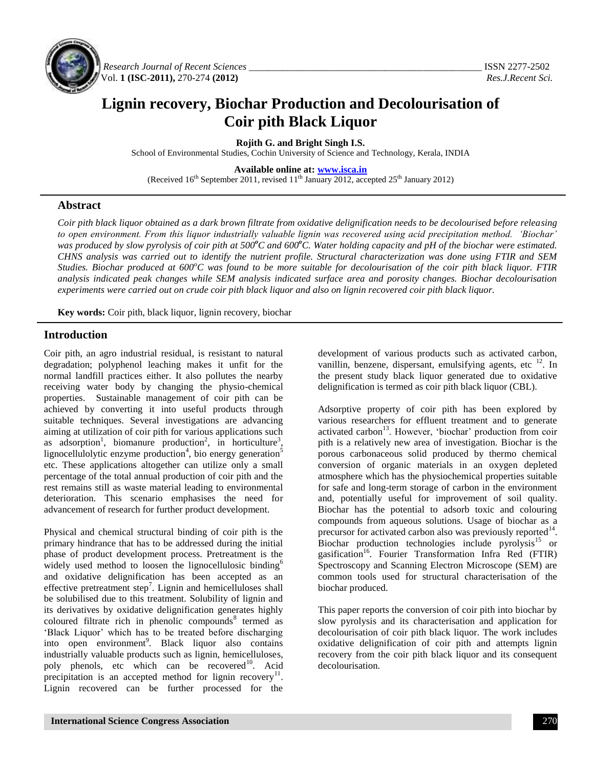# Lignin recovery, Biochar Production and Decolourisation of Coir pith Black Liquor

**Rojith G. and Bright Singh I.S.**

School of Environmental Studies, Cochin University of Science and Technology, Kerala, INDIA

**Available online at: www.isca.in**

(Received 16th September 2011, revised 11th January 2012, accepted 25th January 2012)

## Abstract

*Coir pith black liquor obtained as a dark brown filtrate from oxidative delignification needs to be decolourised before releasing to open environment. From this liquor industrially valuable lignin was recovered using acid precipitation method. 'Biochar' was produced by slow pyrolysis of coir pith at 500°C and 600°C. Water holding capacity and pH of the biochar were estimated. CHNS analysis was carried out to identify the nutrient profile. Structural characterization was done using FTIR and SEM Studies. Biochar produced at 600°C was found to be more suitable for decolourisation of the coir pith black liquor. FTIR analysis indicated peak changes while SEM analysis indicated surface area and porosity changes. Biochar decolourisation experiments were carried out on crude coir pith black liquor and also on lignin recovered coir pith black liquor.*

**Key words:** Coir pith, black liquor, lignin recovery, biochar

## Introduction

Coir pith, an agro industrial residual, is resistant to natural degradation; polyphenol leaching makes it unfit for the normal landfill practices either. It also pollutes the nearby receiving water body by changing the physio-chemical properties. Sustainable management of coir pith can be achieved by converting it into useful products through suitable techniques. Several investigations are advancing aiming at utilization of coir pith for various applications such as adsorption[1], biomanure production[2], in horticulture[3], lignocellulolytic enzyme production[4], bio energy generation[5] etc. These applications altogether can utilize only a small percentage of the total annual production of coir pith and the rest remains still as waste material leading to environmental deterioration. This scenario emphasises the need for advancement of research for further product development.

Physical and chemical structural binding of coir pith is the primary hindrance that has to be addressed during the initial phase of product development process. Pretreatment is the widely used method to loosen the lignocellulosic binding[6] and oxidative delignification has been accepted as an effective pretreatment step[7]. Lignin and hemicelluloses shall be solubilised due to this treatment. Solubility of lignin and its derivatives by oxidative delignification generates highly coloured filtrate rich in phenolic compounds[8] termed as 'Black Liquor' which has to be treated before discharging into open environment[9]. Black liquor also contains industrially valuable products such as lignin, hemicelluloses, poly phenols, etc which can be recovered[10]. Acid precipitation is an accepted method for lignin recovery[11]. Lignin recovered can be further processed for the development of various products such as activated carbon, vanillin, benzene, dispersant, emulsifying agents, etc [12]. In the present study black liquor generated due to oxidative delignification is termed as coir pith black liquor (CBL).

Adsorptive property of coir pith has been explored by various researchers for effluent treatment and to generate activated carbon[13]. However, 'biochar' production from coir pith is a relatively new area of investigation. Biochar is the porous carbonaceous solid produced by thermo chemical conversion of organic materials in an oxygen depleted atmosphere which has the physiochemical properties suitable for safe and long-term storage of carbon in the environment and, potentially useful for improvement of soil quality. Biochar has the potential to adsorb toxic and colouring compounds from aqueous solutions. Usage of biochar as a precursor for activated carbon also was previously reported[14]. Biochar production technologies include pyrolysis[15] or gasification[16]. Fourier Transformation Infra Red (FTIR) Spectroscopy and Scanning Electron Microscope (SEM) are common tools used for structural characterisation of the biochar produced.

This paper reports the conversion of coir pith into biochar by slow pyrolysis and its characterisation and application for decolourisation of coir pith black liquor. The work includes oxidative delignification of coir pith and attempts lignin recovery from the coir pith black liquor and its consequent decolourisation.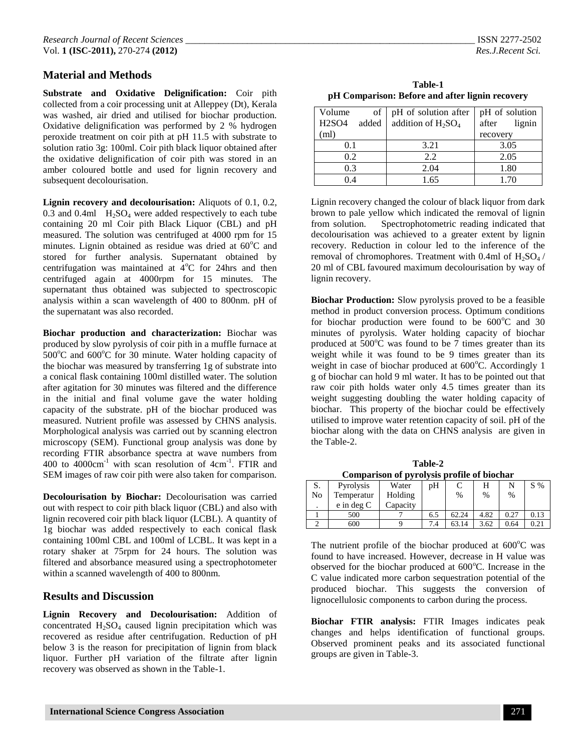## Material and Methods

**Substrate and Oxidative Delignification:** Coir pith collected from a coir processing unit at Alleppey (Dt), Kerala was washed, air dried and utilised for biochar production. Oxidative delignification was performed by 2 % hydrogen peroxide treatment on coir pith at pH 11.5 with substrate to solution ratio 3g: 100ml. Coir pith black liquor obtained after the oxidative delignification of coir pith was stored in an amber coloured bottle and used for lignin recovery and subsequent decolourisation.

**Lignin recovery and decolourisation:** Aliquots of 0.1, 0.2, 0.3 and 0.4ml $H_2SO_4$ were added respectively to each tube containing 20 ml Coir pith Black Liquor (CBL) and pH measured. The solution was centrifuged at 4000 rpm for 15 minutes. Lignin obtained as residue was dried at 60°C and stored for further analysis. Supernatant obtained by centrifugation was maintained at 4°C for 24hrs and then centrifuged again at 4000rpm for 15 minutes. The supernatant thus obtained was subjected to spectroscopic analysis within a scan wavelength of 400 to 800nm. pH of the supernatant was also recorded.

**Biochar production and characterization:** Biochar was produced by slow pyrolysis of coir pith in a muffle furnace at 500°C and 600°C for 30 minute. Water holding capacity of the biochar was measured by transferring 1g of substrate into a conical flask containing 100ml distilled water. The solution after agitation for 30 minutes was filtered and the difference in the initial and final volume gave the water holding capacity of the substrate. pH of the biochar produced was measured. Nutrient profile was assessed by CHNS analysis. Morphological analysis was carried out by scanning electron microscopy (SEM). Functional group analysis was done by recording FTIR absorbance spectra at wave numbers from 400 to 4000cm$^{-1}$ with scan resolution of 4cm$^{-1}$. FTIR and SEM images of raw coir pith were also taken for comparison.

**Decolourisation by Biochar:** Decolourisation was carried out with respect to coir pith black liquor (CBL) and also with lignin recovered coir pith black liquor (LCBL). A quantity of 1g biochar was added respectively to each conical flask containing 100ml CBL and 100ml of LCBL. It was kept in a rotary shaker at 75rpm for 24 hours. The solution was filtered and absorbance measured using a spectrophotometer within a scanned wavelength of 400 to 800nm.

## Results and Discussion

**Lignin Recovery and Decolourisation:** Addition of concentrated $H_2SO_4$ caused lignin precipitation which was recovered as residue after centrifugation. Reduction of pH below 3 is the reason for precipitation of lignin from black liquor. Further pH variation of the filtrate after lignin recovery was observed as shown in the Table-1.

**Table-1**
**pH Comparison: Before and after lignin recovery**

| Volume of H2SO4 added (ml) | pH of solution after addition of $H_2SO_4$ | pH of solution after lignin recovery |
|---|---|---|
| 0.1 | 3.21 | 3.05 |
| 0.2 | 2.2 | 2.05 |
| 0.3 | 2.04 | 1.80 |
| 0.4 | 1.65 | 1.70 |

Lignin recovery changed the colour of black liquor from dark brown to pale yellow which indicated the removal of lignin from solution. Spectrophotometric reading indicated that decolourisation was achieved to a greater extent by lignin recovery. Reduction in colour led to the inference of the removal of chromophores. Treatment with 0.4ml of $H_2SO_4$ / 20 ml of CBL favoured maximum decolourisation by way of lignin recovery.

**Biochar Production:** Slow pyrolysis proved to be a feasible method in product conversion process. Optimum conditions for biochar production were found to be 600°C and 30 minutes of pyrolysis. Water holding capacity of biochar produced at 500°C was found to be 7 times greater than its weight while it was found to be 9 times greater than its weight in case of biochar produced at 600°C. Accordingly 1 g of biochar can hold 9 ml water. It has to be pointed out that raw coir pith holds water only 4.5 times greater than its weight suggesting doubling the water holding capacity of biochar. This property of the biochar could be effectively utilised to improve water retention capacity of soil. pH of the biochar along with the data on CHNS analysis are given in the Table-2.

**Table-2**
**Comparison of pyrolysis profile of biochar**

| S. No. | Pyrolysis Temperature in deg C | Water Holding Capacity | pH | C % | H % | N % | S % |
|---|---|---|---|---|---|---|---|
| 1 | 500 | 7 | 6.5 | 62.24 | 4.82 | 0.27 | 0.13 |
| 2 | 600 | 9 | 7.4 | 63.14 | 3.62 | 0.64 | 0.21 |

The nutrient profile of the biochar produced at 600°C was found to have increased. However, decrease in H value was observed for the biochar produced at 600°C. Increase in the C value indicated more carbon sequestration potential of the produced biochar. This suggests the conversion of lignocellulosic components to carbon during the process.

**Biochar FTIR analysis:** FTIR Images indicates peak changes and helps identification of functional groups. Observed prominent peaks and its associated functional groups are given in Table-3.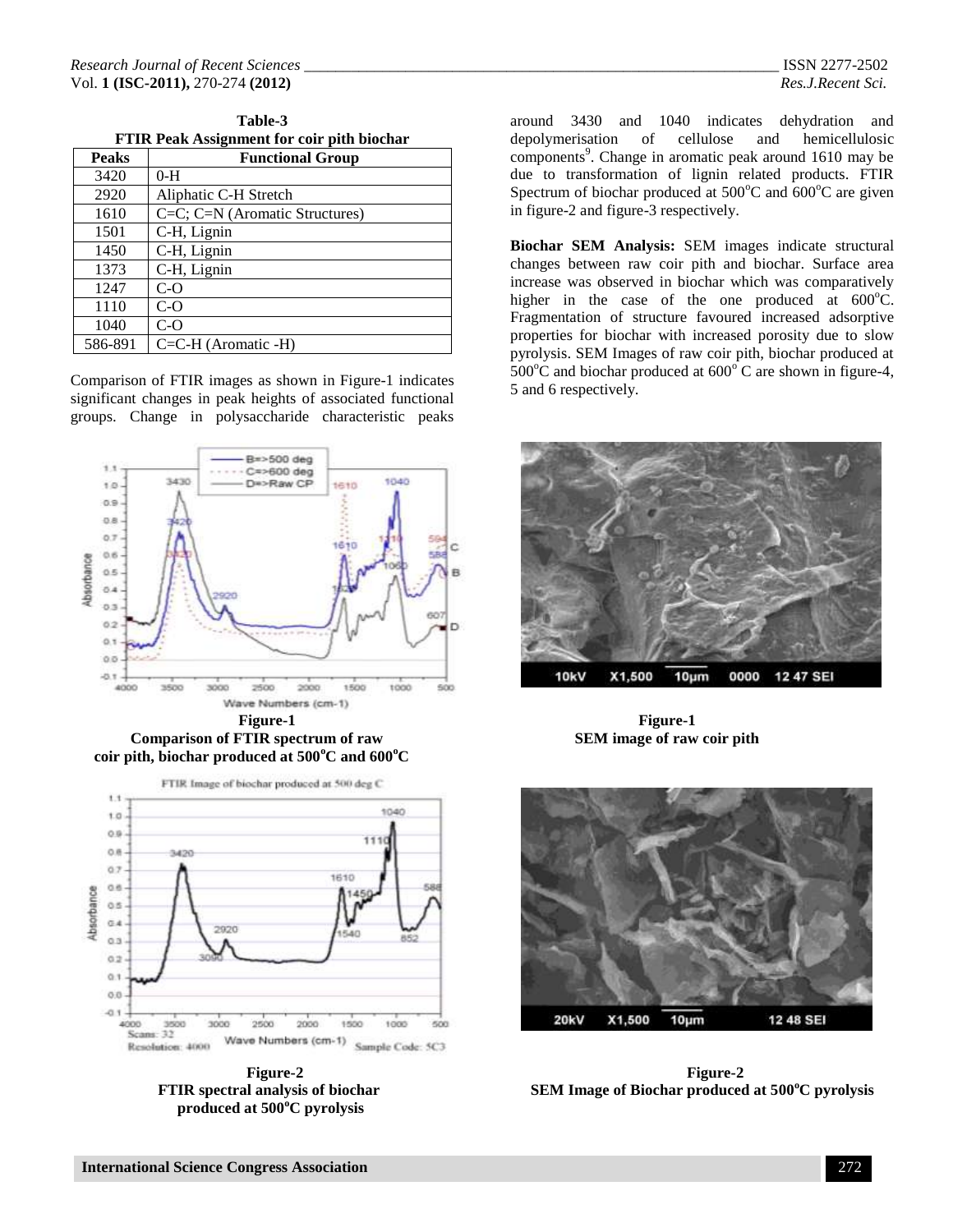**Table-3**
**FTIR Peak Assignment for coir pith biochar**

| Peaks | Functional Group |
|---|---|
| 3420 | 0-H |
| 2920 | Aliphatic C-H Stretch |
| 1610 | C=C; C=N (Aromatic Structures) |
| 1501 | C-H, Lignin |
| 1450 | C-H, Lignin |
| 1373 | C-H, Lignin |
| 1247 | C-O |
| 1110 | C-O |
| 1040 | C-O |
| 586-891 | C=C-H (Aromatic -H) |

Comparison of FTIR images as shown in Figure-1 indicates significant changes in peak heights of associated functional groups. Change in polysaccharide characteristic peaks around 3430 and 1040 indicates dehydration and depolymerisation of cellulose and hemicellulosic components[9]. Change in aromatic peak around 1610 may be due to transformation of lignin related products. FTIR Spectrum of biochar produced at 500°C and 600°C are given in figure-2 and figure-3 respectively.

**Biochar SEM Analysis:** SEM images indicate structural changes between raw coir pith and biochar. Surface area increase was observed in biochar which was comparatively higher in the case of the one produced at 600°C. Fragmentation of structure favoured increased adsorptive properties for biochar with increased porosity due to slow pyrolysis. SEM Images of raw coir pith, biochar produced at 500°C and biochar produced at 600° C are shown in figure-4, 5 and 6 respectively.

**Figure-1**
**Comparison of FTIR spectrum of raw coir pith, biochar produced at 500°C and 600°C**

**Figure-2**
**FTIR spectral analysis of biochar produced at 500°C pyrolysis**

**Figure-1**
**SEM image of raw coir pith**

**Figure-2**
**SEM Image of Biochar produced at 500°C pyrolysis**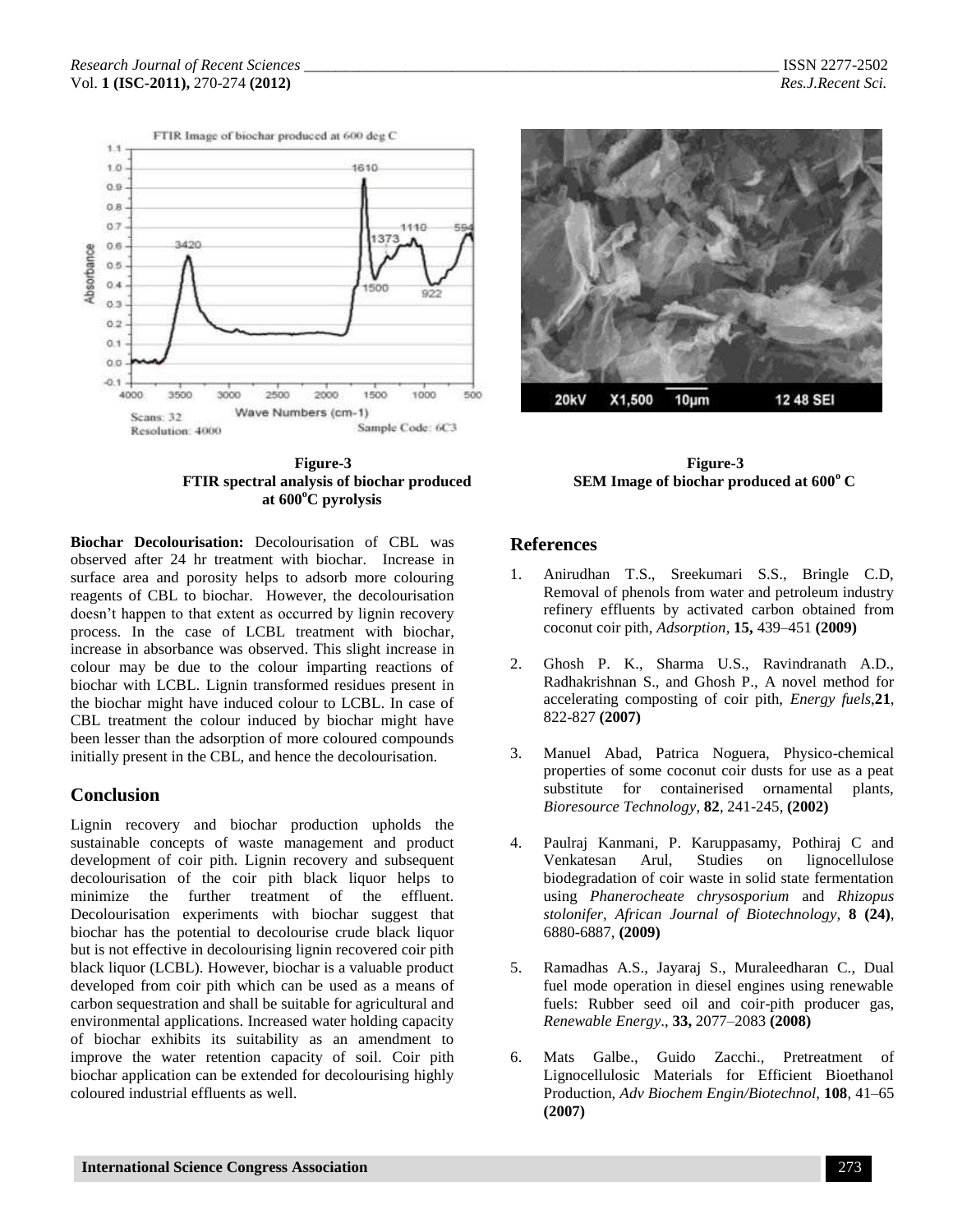**Figure-3**
**FTIR spectral analysis of biochar produced at 600°C pyrolysis**

**Figure-3**
**SEM Image of biochar produced at 600° C**

**Biochar Decolourisation:** Decolourisation of CBL was observed after 24 hr treatment with biochar. Increase in surface area and porosity helps to adsorb more colouring reagents of CBL to biochar. However, the decolourisation doesn't happen to that extent as occurred by lignin recovery process. In the case of LCBL treatment with biochar, increase in absorbance was observed. This slight increase in colour may be due to the colour imparting reactions of biochar with LCBL. Lignin transformed residues present in the biochar might have induced colour to LCBL. In case of CBL treatment the colour induced by biochar might have been lesser than the adsorption of more coloured compounds initially present in the CBL, and hence the decolourisation.

## Conclusion

Lignin recovery and biochar production upholds the sustainable concepts of waste management and product development of coir pith. Lignin recovery and subsequent decolourisation of the coir pith black liquor helps to minimize the further treatment of the effluent. Decolourisation experiments with biochar suggest that biochar has the potential to decolourise crude black liquor but is not effective in decolourising lignin recovered coir pith black liquor (LCBL). However, biochar is a valuable product developed from coir pith which can be used as a means of carbon sequestration and shall be suitable for agricultural and environmental applications. Increased water holding capacity of biochar exhibits its suitability as an amendment to improve the water retention capacity of soil. Coir pith biochar application can be extended for decolourising highly coloured industrial effluents as well.

## References

1. Anirudhan T.S., Sreekumari S.S., Bringle C.D, Removal of phenols from water and petroleum industry refinery effluents by activated carbon obtained from coconut coir pith, *Adsorption*, **15,** 439–451 **(2009)**

2. Ghosh P. K., Sharma U.S., Ravindranath A.D., Radhakrishnan S., and Ghosh P., A novel method for accelerating composting of coir pith, *Energy fuels*,**21**, 822-827 **(2007)**

3. Manuel Abad, Patrica Noguera, Physico-chemical properties of some coconut coir dusts for use as a peat substitute for containerised ornamental plants, *Bioresource Technology*, **82**, 241-245, **(2002)**

4. Paulraj Kanmani, P. Karuppasamy, Pothiraj C and Venkatesan Arul, Studies on lignocellulose biodegradation of coir waste in solid state fermentation using *Phanerocheate chrysosporium* and *Rhizopus stolonifer*, *African Journal of Biotechnology*, **8 (24)**, 6880-6887, **(2009)**

5. Ramadhas A.S., Jayaraj S., Muraleedharan C., Dual fuel mode operation in diesel engines using renewable fuels: Rubber seed oil and coir-pith producer gas, *Renewable Energy*., **33,** 2077–2083 **(2008)**

6. Mats Galbe., Guido Zacchi., Pretreatment of Lignocellulosic Materials for Efficient Bioethanol Production, *Adv Biochem Engin/Biotechnol*, **108**, 41–65 **(2007)**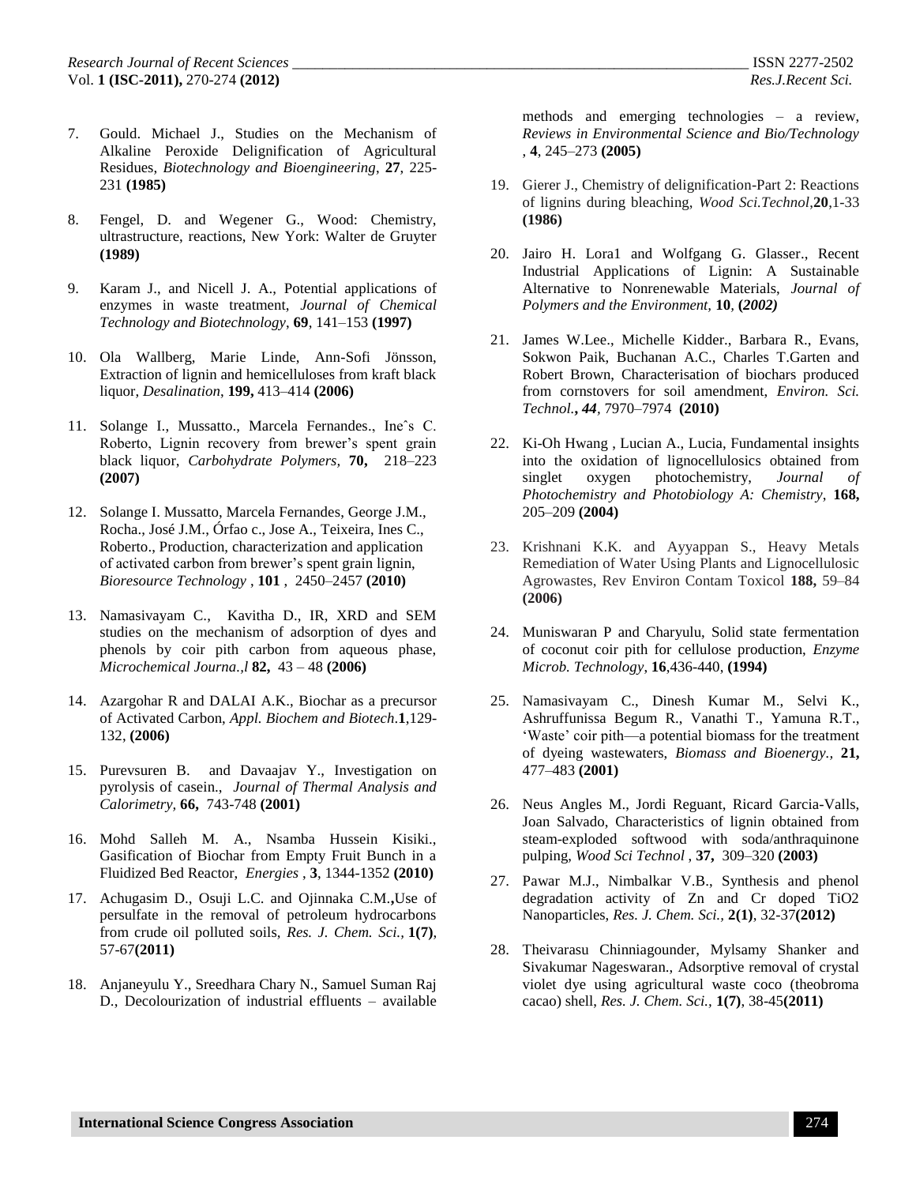7. Gould. Michael J., Studies on the Mechanism of Alkaline Peroxide Delignification of Agricultural Residues, *Biotechnology and Bioengineering*, **27**, 225-231 **(1985)**

8. Fengel, D. and Wegener G., Wood: Chemistry, ultrastructure, reactions, New York: Walter de Gruyter **(1989)**

9. Karam J., and Nicell J. A., Potential applications of enzymes in waste treatment, *Journal of Chemical Technology and Biotechnology*, **69**, 141–153 **(1997)**

10. Ola Wallberg, Marie Linde, Ann-Sofi Jönsson, Extraction of lignin and hemicelluloses from kraft black liquor, *Desalination*, **199,** 413–414 **(2006)**

11. Solange I., Mussatto., Marcela Fernandes., Ineˆs C. Roberto, Lignin recovery from brewer's spent grain black liquor, *Carbohydrate Polymers,* **70,** 218–223 **(2007)**

12. Solange I. Mussatto, Marcela Fernandes, George J.M., Rocha., José J.M., Órfao c., Jose A., Teixeira, Ines C., Roberto., Production, characterization and application of activated carbon from brewer's spent grain lignin, *Bioresource Technology* , **101** , 2450–2457 **(2010)**

13. Namasivayam C., Kavitha D., IR, XRD and SEM studies on the mechanism of adsorption of dyes and phenols by coir pith carbon from aqueous phase, *Microchemical Journa.,l* **82,** 43 – 48 **(2006)**

14. Azargohar R and DALAI A.K., Biochar as a precursor of Activated Carbon, *Appl. Biochem and Biotech*.**1**,129-132, **(2006)**

15. Purevsuren B. and Davaajav Y., Investigation on pyrolysis of casein., *Journal of Thermal Analysis and Calorimetry,* **66,** 743-748 **(2001)**

16. Mohd Salleh M. A., Nsamba Hussein Kisiki., Gasification of Biochar from Empty Fruit Bunch in a Fluidized Bed Reactor, *Energies* , **3**, 1344-1352 **(2010)**

17. Achugasim D., Osuji L.C. and Ojinnaka C.M.**,**Use of persulfate in the removal of petroleum hydrocarbons from crude oil polluted soils, *Res. J. Chem. Sci.,* **1(7)**, 57-67**(2011)**

18. Anjaneyulu Y., Sreedhara Chary N., Samuel Suman Raj D., Decolourization of industrial effluents – available methods and emerging technologies – a review, *Reviews in Environmental Science and Bio/Technology* , **4**, 245–273 **(2005)**

19. Gierer J., Chemistry of delignification-Part 2: Reactions of lignins during bleaching, *Wood Sci.Technol*,**20**,1-33 **(1986)**

20. Jairo H. Lora1 and Wolfgang G. Glasser., Recent Industrial Applications of Lignin: A Sustainable Alternative to Nonrenewable Materials, *Journal of Polymers and the Environment*, **10**, **(***2002)*

21. James W.Lee., Michelle Kidder., Barbara R., Evans, Sokwon Paik, Buchanan A.C., Charles T.Garten and Robert Brown, Characterisation of biochars produced from cornstovers for soil amendment, *Environ. Sci. Technol.**, 44***,* 7970–7974 **(2010)**

22. Ki-Oh Hwang , Lucian A., Lucia, Fundamental insights into the oxidation of lignocellulosics obtained from singlet oxygen photochemistry, *Journal of Photochemistry and Photobiology A: Chemistry*, **168,** 205–209 **(2004)**

23. Krishnani K.K. and Ayyappan S., Heavy Metals Remediation of Water Using Plants and Lignocellulosic Agrowastes, Rev Environ Contam Toxicol **188,** 59–84 **(2006)**

24. Muniswaran P and Charyulu, Solid state fermentation of coconut coir pith for cellulose production, *Enzyme Microb. Technology*, **16**,436-440, **(1994)**

25. Namasivayam C., Dinesh Kumar M., Selvi K., Ashruffunissa Begum R., Vanathi T., Yamuna R.T., 'Waste' coir pith—a potential biomass for the treatment of dyeing wastewaters, *Biomass and Bioenergy.,* **21,** 477–483 **(2001)**

26. Neus Angles M., Jordi Reguant, Ricard Garcia-Valls, Joan Salvado, Characteristics of lignin obtained from steam-exploded softwood with soda/anthraquinone pulping, *Wood Sci Technol* , **37,** 309–320 **(2003)**

27. Pawar M.J., Nimbalkar V.B., Synthesis and phenol degradation activity of Zn and Cr doped TiO2 Nanoparticles, *Res. J. Chem. Sci.,* **2(1)**, 32-37**(2012)**

28. Theivarasu Chinniagounder, Mylsamy Shanker and Sivakumar Nageswaran., Adsorptive removal of crystal violet dye using agricultural waste coco (theobroma cacao) shell, *Res. J. Chem. Sci.,* **1(7)**, 38-45**(2011)**